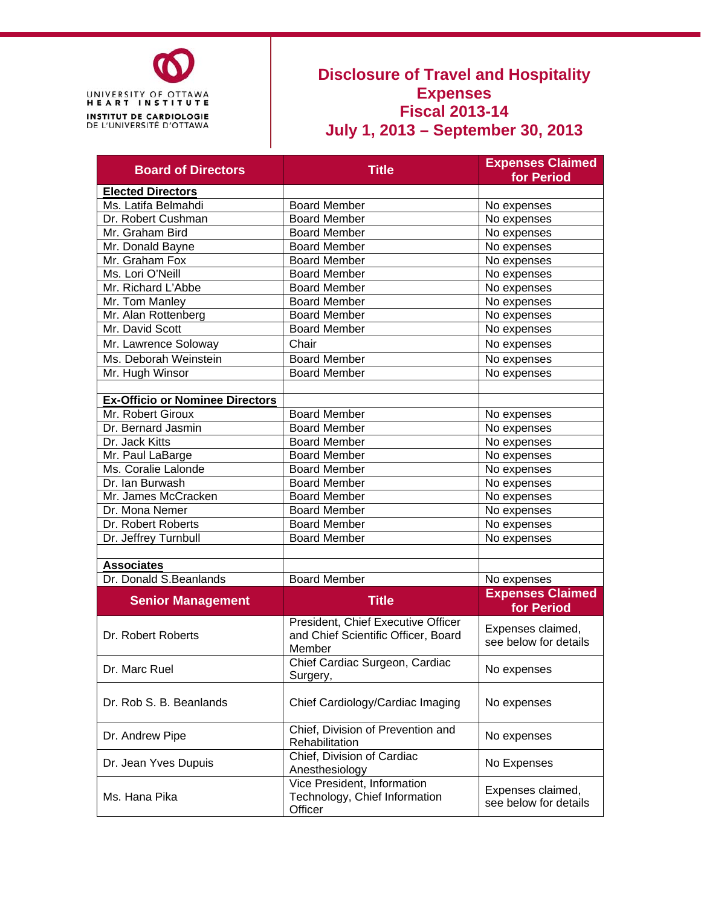UNIVERSITY OF OTTAWA HEART INSTITUTE

INSTITUT DE CARDIOLOGIE DE L'UNIVERSITÉ D'OTTAWA

# Disclosure of Travel and Hospitality Expenses
## Fiscal 2013-14
## July 1, 2013 – September 30, 2013

| Board of Directors | Title | Expenses Claimed for Period |
|---|---|---|
| **Elected Directors** | | |
| Ms. Latifa Belmahdi | Board Member | No expenses |
| Dr. Robert Cushman | Board Member | No expenses |
| Mr. Graham Bird | Board Member | No expenses |
| Mr. Donald Bayne | Board Member | No expenses |
| Mr. Graham Fox | Board Member | No expenses |
| Ms. Lori O'Neill | Board Member | No expenses |
| Mr. Richard L'Abbe | Board Member | No expenses |
| Mr. Tom Manley | Board Member | No expenses |
| Mr. Alan Rottenberg | Board Member | No expenses |
| Mr. David Scott | Board Member | No expenses |
| Mr. Lawrence Soloway | Chair | No expenses |
| Ms. Deborah Weinstein | Board Member | No expenses |
| Mr. Hugh Winsor | Board Member | No expenses |
| | | |
| **Ex-Officio or Nominee Directors** | | |
| Mr. Robert Giroux | Board Member | No expenses |
| Dr. Bernard Jasmin | Board Member | No expenses |
| Dr. Jack Kitts | Board Member | No expenses |
| Mr. Paul LaBarge | Board Member | No expenses |
| Ms. Coralie Lalonde | Board Member | No expenses |
| Dr. Ian Burwash | Board Member | No expenses |
| Mr. James McCracken | Board Member | No expenses |
| Dr. Mona Nemer | Board Member | No expenses |
| Dr. Robert Roberts | Board Member | No expenses |
| Dr. Jeffrey Turnbull | Board Member | No expenses |
| | | |
| **Associates** | | |
| Dr. Donald S.Beanlands | Board Member | No expenses |
| **Senior Management** | **Title** | **Expenses Claimed for Period** |
| Dr. Robert Roberts | President, Chief Executive Officer and Chief Scientific Officer, Board Member | Expenses claimed, see below for details |
| Dr. Marc Ruel | Chief Cardiac Surgeon, Cardiac Surgery, | No expenses |
| Dr. Rob S. B. Beanlands | Chief Cardiology/Cardiac Imaging | No expenses |
| Dr. Andrew Pipe | Chief, Division of Prevention and Rehabilitation | No expenses |
| Dr. Jean Yves Dupuis | Chief, Division of Cardiac Anesthesiology | No Expenses |
| Ms. Hana Pika | Vice President, Information Technology, Chief Information Officer | Expenses claimed, see below for details |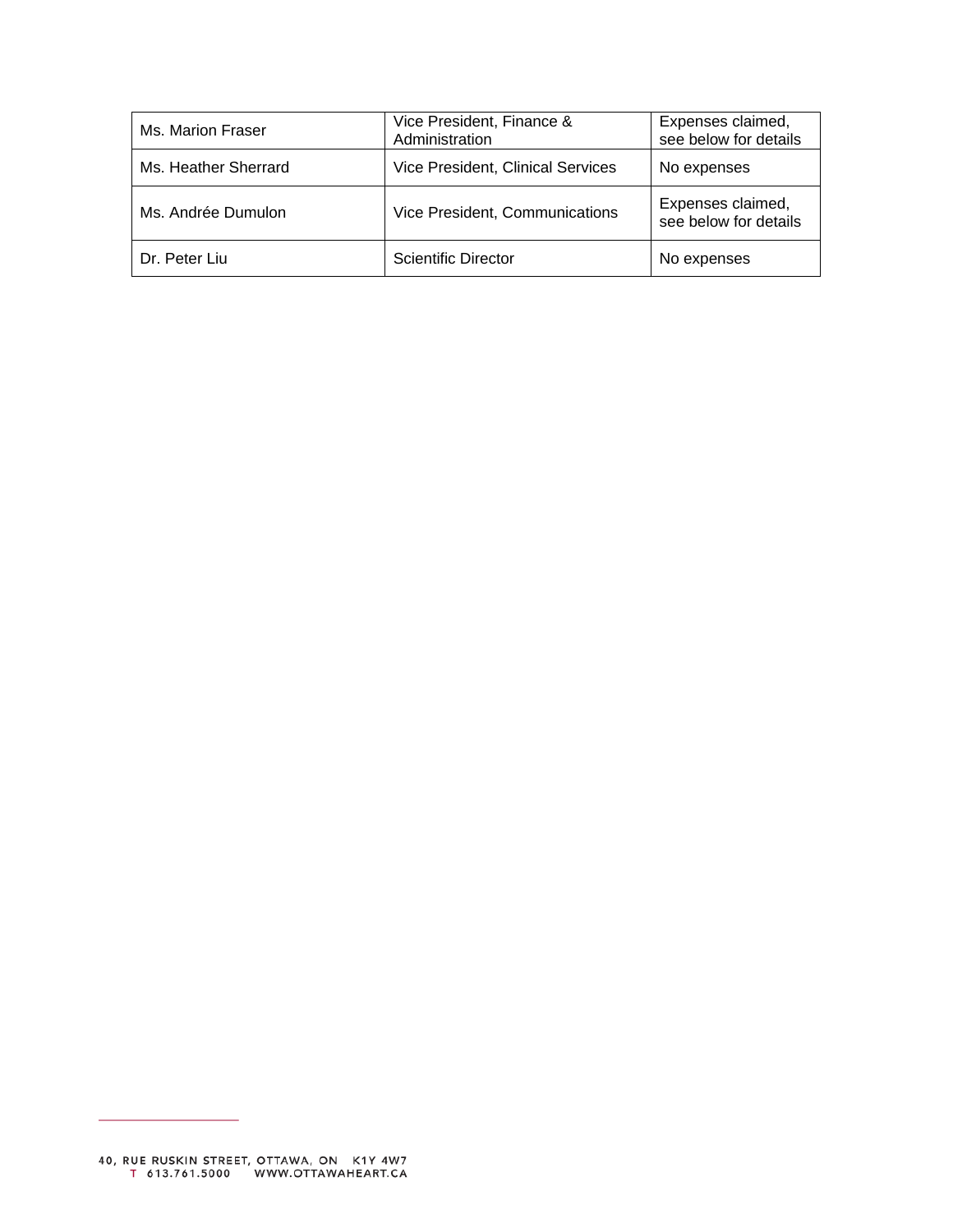| Ms. Marion Fraser | Vice President, Finance & Administration | Expenses claimed, see below for details |
|---|---|---|
| Ms. Heather Sherrard | Vice President, Clinical Services | No expenses |
| Ms. Andrée Dumulon | Vice President, Communications | Expenses claimed, see below for details |
| Dr. Peter Liu | Scientific Director | No expenses |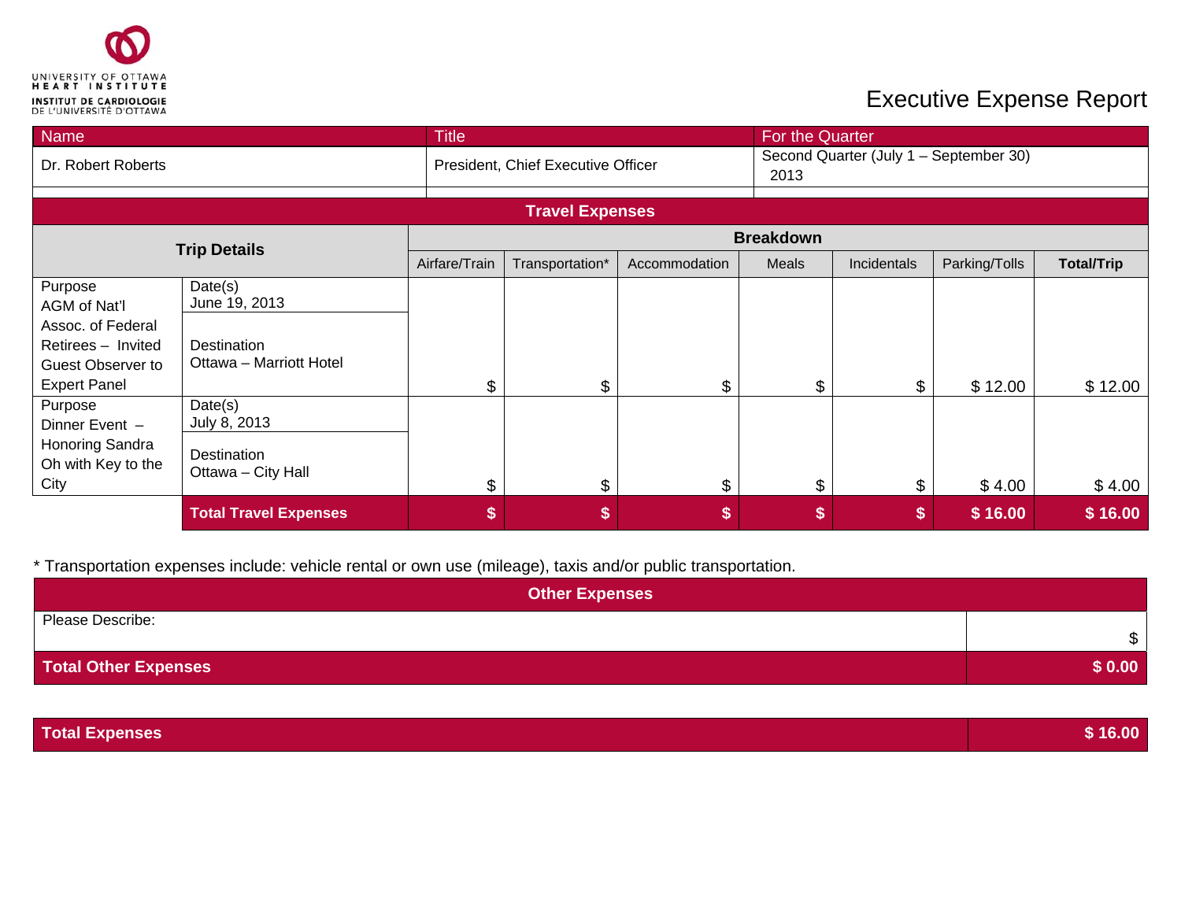UNIVERSITY OF OTTAWA HEART INSTITUTE
INSTITUT DE CARDIOLOGIE DE L'UNIVERSITÉ D'OTTAWA

# Executive Expense Report

| Name | Title | For the Quarter |
|---|---|---|
| Dr. Robert Roberts | President, Chief Executive Officer | Second Quarter (July 1 – September 30) 2013 |

## Travel Expenses

| Trip Details | | Breakdown | | | | | | |
|---|---|---|---|---|---|---|---|---|
| | | Airfare/Train | Transportation* | Accommodation | Meals | Incidentals | Parking/Tolls | **Total/Trip** |
| Purpose AGM of Nat'l Assoc. of Federal Retirees – Invited Guest Observer to Expert Panel | Date(s) June 19, 2013 / Destination Ottawa – Marriott Hotel | $ | $ | $ | $ | $ | $ 12.00 | $ 12.00 |
| Purpose Dinner Event – Honoring Sandra Oh with Key to the City | Date(s) July 8, 2013 / Destination Ottawa – City Hall | $ | $ | $ | $ | $ | $ 4.00 | $ 4.00 |
| | **Total Travel Expenses** | **$** | **$** | **$** | **$** | **$** | **$ 16.00** | **$ 16.00** |

\* Transportation expenses include: vehicle rental or own use (mileage), taxis and/or public transportation.

## Other Expenses

| Please Describe: | $ |
|---|---|
| **Total Other Expenses** | **$ 0.00** |

| **Total Expenses** | **$ 16.00** |
|---|---|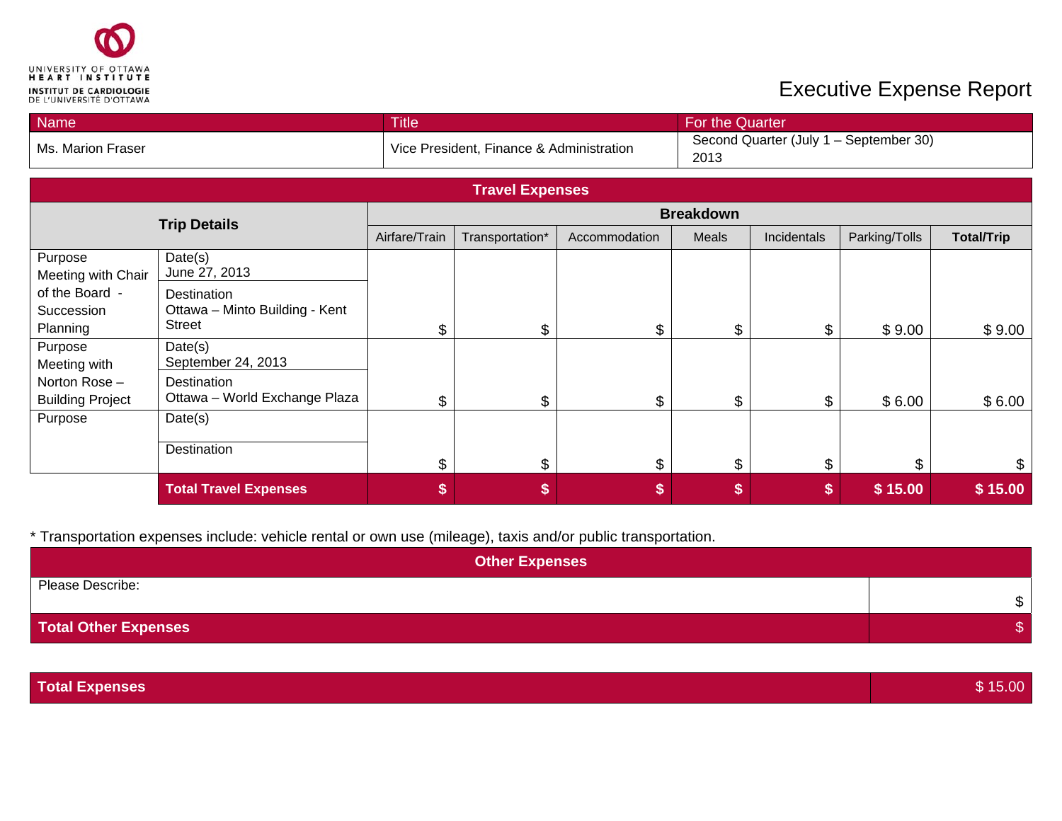UNIVERSITY OF OTTAWA HEART INSTITUTE
INSTITUT DE CARDIOLOGIE DE L'UNIVERSITÉ D'OTTAWA

# Executive Expense Report

| Name | Title | For the Quarter |
|---|---|---|
| Ms. Marion Fraser | Vice President, Finance & Administration | Second Quarter (July 1 – September 30) 2013 |

## Travel Expenses

| Trip Details | | Breakdown | | | | | | |
|---|---|---|---|---|---|---|---|---|
| | | Airfare/Train | Transportation* | Accommodation | Meals | Incidentals | Parking/Tolls | **Total/Trip** |
| Purpose Meeting with Chair of the Board - Succession Planning | Date(s) June 27, 2013<br>Destination Ottawa – Minto Building - Kent Street | $ | $ | $ | $ | $ | $ 9.00 | $ 9.00 |
| Purpose Meeting with Norton Rose – Building Project | Date(s) September 24, 2013<br>Destination Ottawa – World Exchange Plaza | $ | $ | $ | $ | $ | $ 6.00 | $ 6.00 |
| Purpose | Date(s)<br>Destination | $ | $ | $ | $ | $ | $ | $ |
| | **Total Travel Expenses** | **$** | **$** | **$** | **$** | **$** | **$ 15.00** | **$ 15.00** |

* Transportation expenses include: vehicle rental or own use (mileage), taxis and/or public transportation.

## Other Expenses

| Please Describe: | $ |
|---|---|
| **Total Other Expenses** | $ |

| **Total Expenses** | $ 15.00 |
|---|---|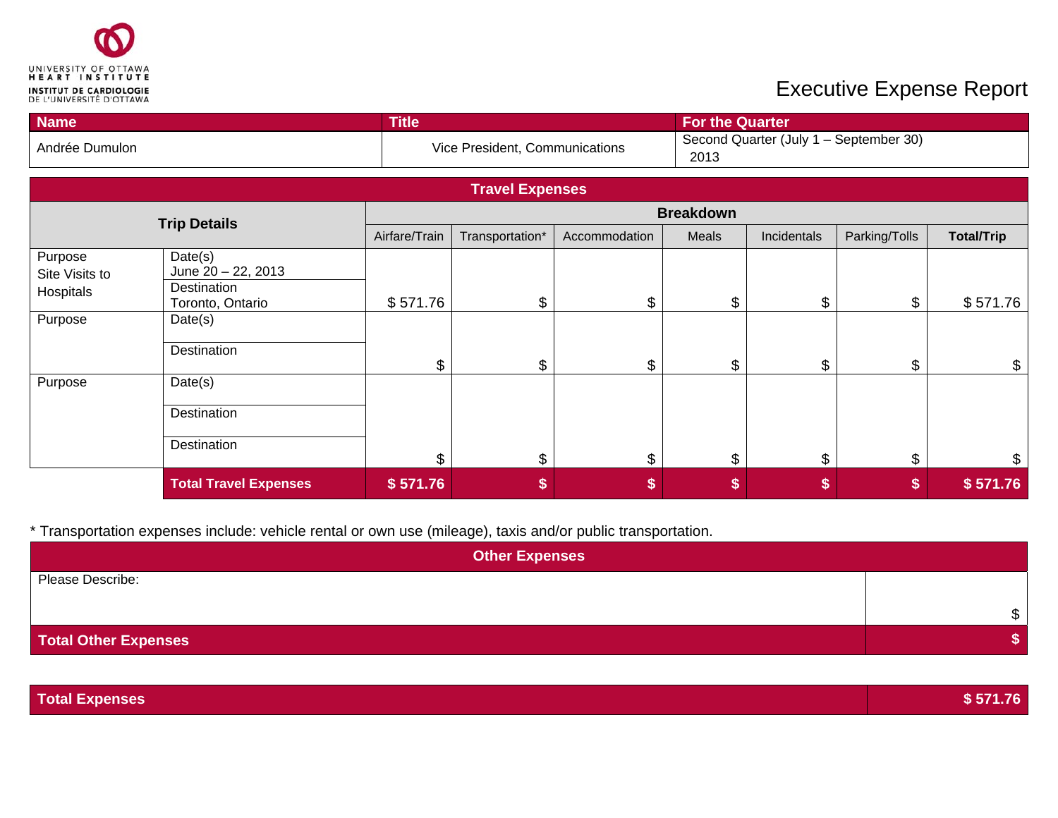UNIVERSITY OF OTTAWA HEART INSTITUTE
INSTITUT DE CARDIOLOGIE DE L'UNIVERSITÉ D'OTTAWA

# Executive Expense Report

| Name | Title | For the Quarter |
| --- | --- | --- |
| Andrée Dumulon | Vice President, Communications | Second Quarter (July 1 – September 30) 2013 |

## Travel Expenses

| Trip Details | | Breakdown | | | | | | |
| --- | --- | --- | --- | --- | --- | --- | --- | --- |
| | | Airfare/Train | Transportation* | Accommodation | Meals | Incidentals | Parking/Tolls | **Total/Trip** |
| Purpose Site Visits to Hospitals | Date(s) June 20 – 22, 2013; Destination Toronto, Ontario | $ 571.76 | $ | $ | $ | $ | $ | $ 571.76 |
| Purpose | Date(s); Destination | $ | $ | $ | $ | $ | $ | $ |
| Purpose | Date(s); Destination; Destination | $ | $ | $ | $ | $ | $ | $ |
| | **Total Travel Expenses** | **$ 571.76** | **$** | **$** | **$** | **$** | **$** | **$ 571.76** |

* Transportation expenses include: vehicle rental or own use (mileage), taxis and/or public transportation.

## Other Expenses

| Please Describe: | $ |
| --- | --- |
| **Total Other Expenses** | **$** |

| **Total Expenses** | **$ 571.76** |
| --- | --- |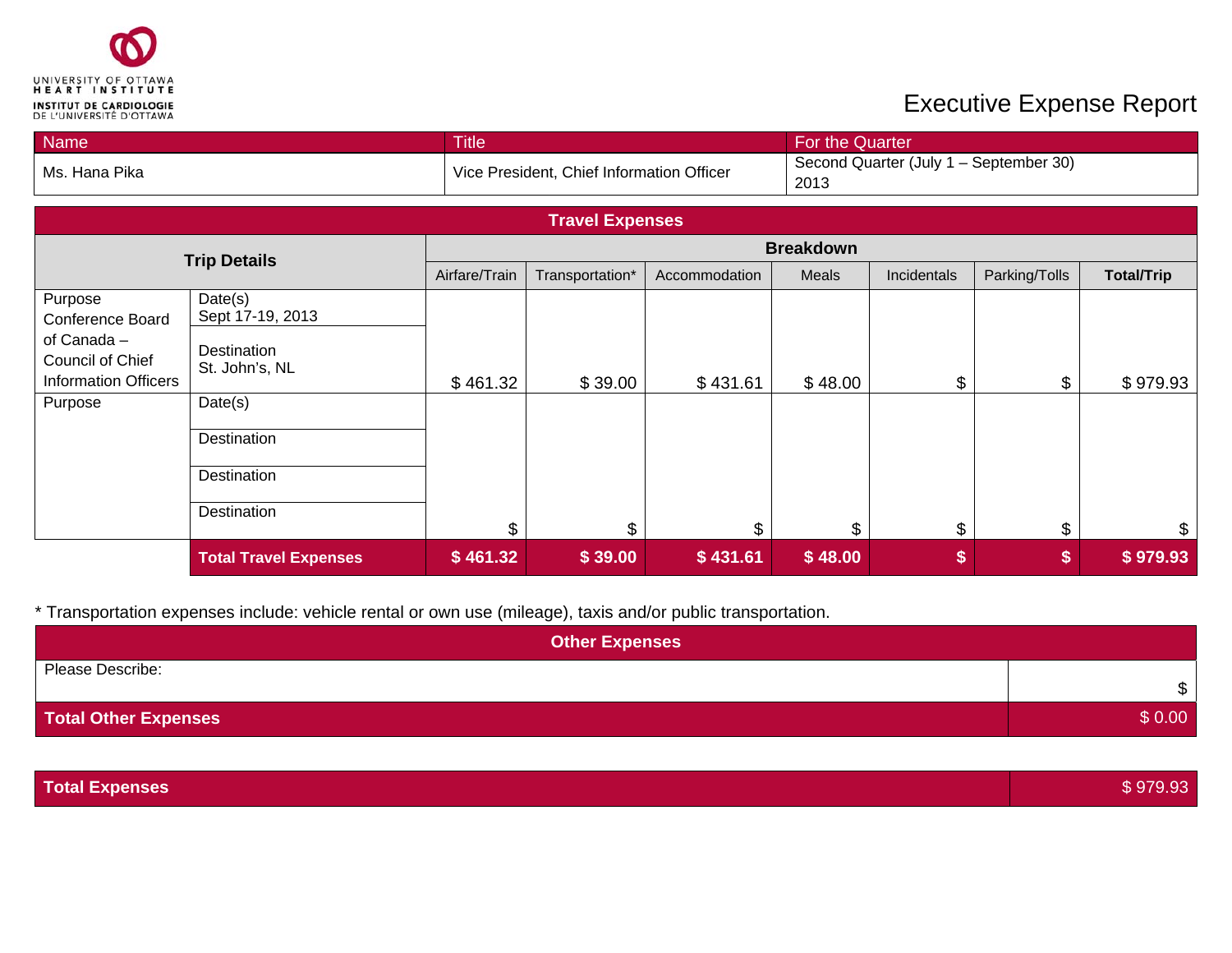UNIVERSITY OF OTTAWA HEART INSTITUTE
INSTITUT DE CARDIOLOGIE DE L'UNIVERSITÉ D'OTTAWA

# Executive Expense Report

| Name | Title | For the Quarter |
|---|---|---|
| Ms. Hana Pika | Vice President, Chief Information Officer | Second Quarter (July 1 – September 30) 2013 |

**Travel Expenses**

| **Trip Details** | | **Breakdown** | | | | | | |
|---|---|---|---|---|---|---|---|---|
| | | Airfare/Train | Transportation* | Accommodation | Meals | Incidentals | Parking/Tolls | **Total/Trip** |
| Purpose Conference Board of Canada – Council of Chief Information Officers | Date(s) Sept 17-19, 2013; Destination St. John's, NL | $ 461.32 | $ 39.00 | $ 431.61 | $ 48.00 | $ | $ | $ 979.93 |
| Purpose | Date(s); Destination; Destination; Destination | $ | $ | $ | $ | $ | $ | $ |
| | **Total Travel Expenses** | **$ 461.32** | **$ 39.00** | **$ 431.61** | **$ 48.00** | **$** | **$** | **$ 979.93** |

* Transportation expenses include: vehicle rental or own use (mileage), taxis and/or public transportation.

**Other Expenses**

| | |
|---|---|
| Please Describe: | $ |
| **Total Other Expenses** | $ 0.00 |

| | |
|---|---|
| **Total Expenses** | $ 979.93 |